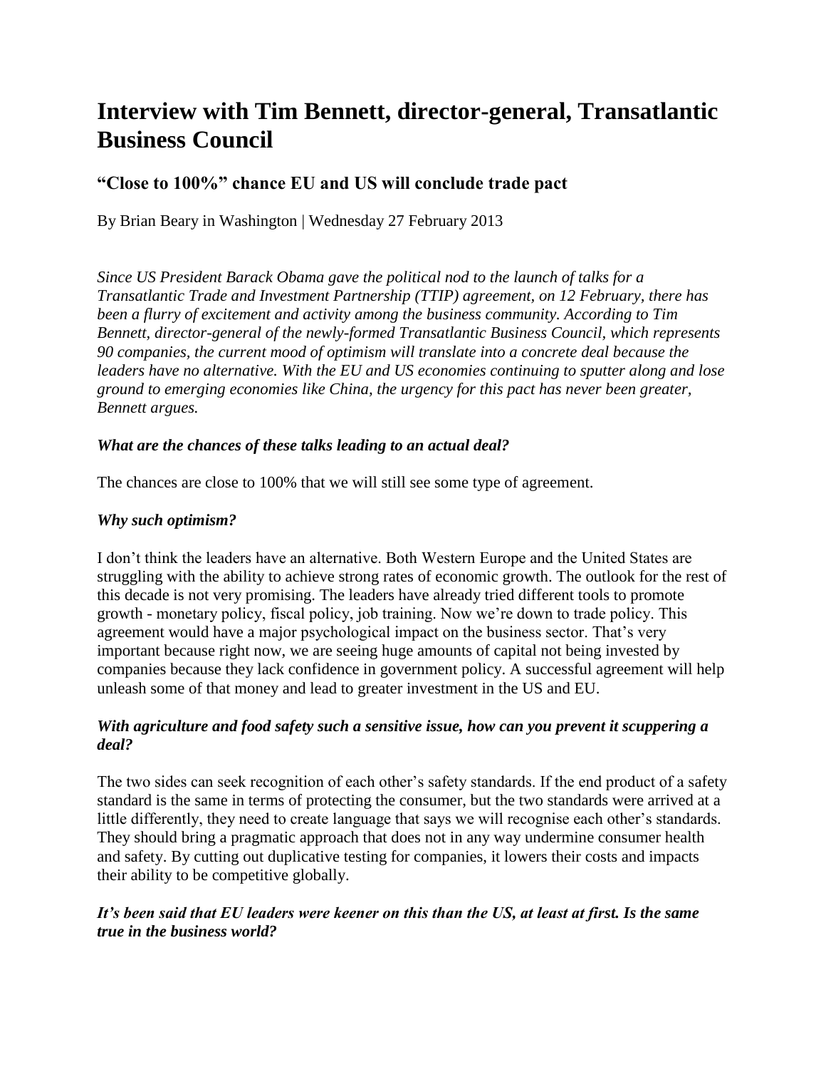# Interview with Tim Bennett, director-general, Transatlantic Business Council

## "Close to 100%" chance EU and US will conclude trade pact

By Brian Beary in Washington | Wednesday 27 February 2013

*Since US President Barack Obama gave the political nod to the launch of talks for a Transatlantic Trade and Investment Partnership (TTIP) agreement, on 12 February, there has been a flurry of excitement and activity among the business community. According to Tim Bennett, director-general of the newly-formed Transatlantic Business Council, which represents 90 companies, the current mood of optimism will translate into a concrete deal because the leaders have no alternative. With the EU and US economies continuing to sputter along and lose ground to emerging economies like China, the urgency for this pact has never been greater, Bennett argues.*

***What are the chances of these talks leading to an actual deal?***

The chances are close to 100% that we will still see some type of agreement.

***Why such optimism?***

I don't think the leaders have an alternative. Both Western Europe and the United States are struggling with the ability to achieve strong rates of economic growth. The outlook for the rest of this decade is not very promising. The leaders have already tried different tools to promote growth - monetary policy, fiscal policy, job training. Now we're down to trade policy. This agreement would have a major psychological impact on the business sector. That's very important because right now, we are seeing huge amounts of capital not being invested by companies because they lack confidence in government policy. A successful agreement will help unleash some of that money and lead to greater investment in the US and EU.

***With agriculture and food safety such a sensitive issue, how can you prevent it scuppering a deal?***

The two sides can seek recognition of each other's safety standards. If the end product of a safety standard is the same in terms of protecting the consumer, but the two standards were arrived at a little differently, they need to create language that says we will recognise each other's standards. They should bring a pragmatic approach that does not in any way undermine consumer health and safety. By cutting out duplicative testing for companies, it lowers their costs and impacts their ability to be competitive globally.

***It's been said that EU leaders were keener on this than the US, at least at first. Is the same true in the business world?***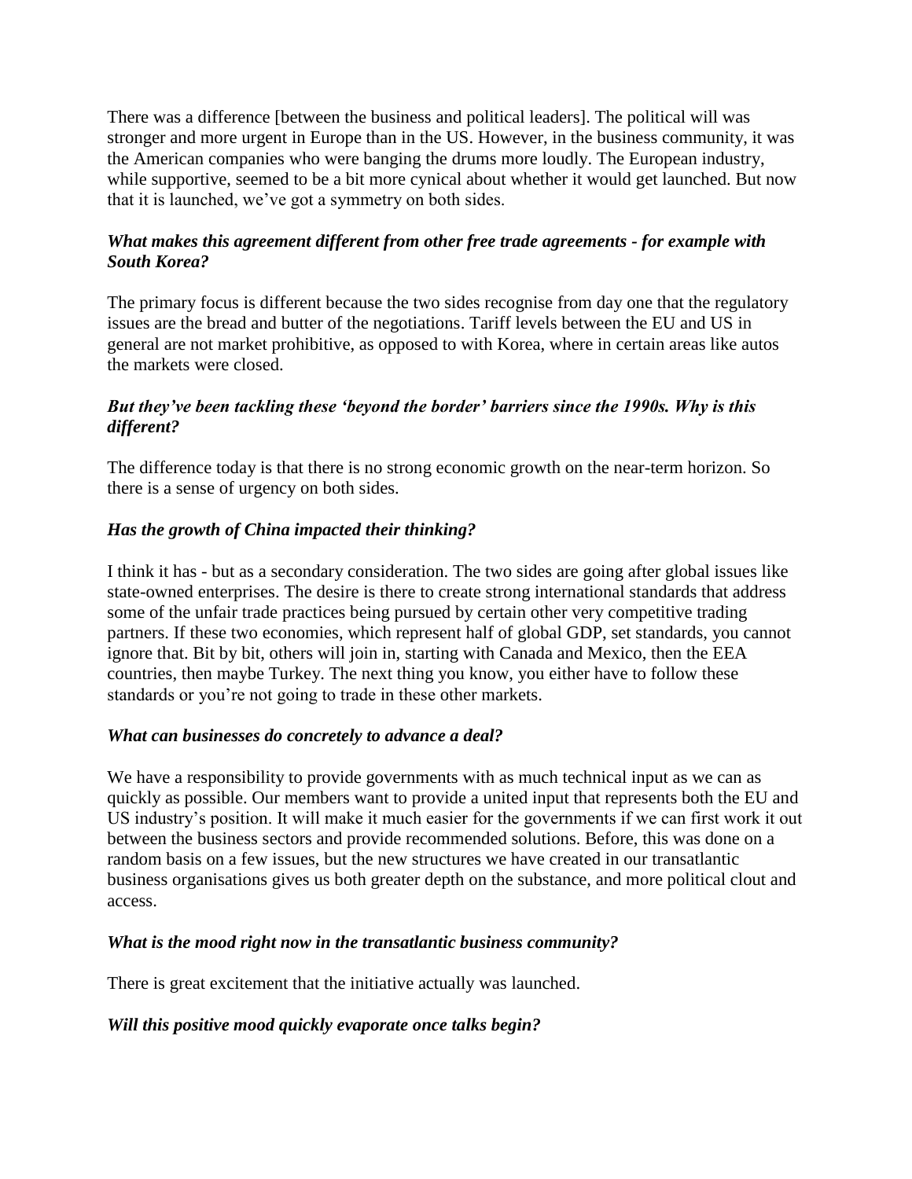There was a difference [between the business and political leaders]. The political will was stronger and more urgent in Europe than in the US. However, in the business community, it was the American companies who were banging the drums more loudly. The European industry, while supportive, seemed to be a bit more cynical about whether it would get launched. But now that it is launched, we've got a symmetry on both sides.

***What makes this agreement different from other free trade agreements - for example with South Korea?***

The primary focus is different because the two sides recognise from day one that the regulatory issues are the bread and butter of the negotiations. Tariff levels between the EU and US in general are not market prohibitive, as opposed to with Korea, where in certain areas like autos the markets were closed.

***But they've been tackling these 'beyond the border' barriers since the 1990s. Why is this different?***

The difference today is that there is no strong economic growth on the near-term horizon. So there is a sense of urgency on both sides.

***Has the growth of China impacted their thinking?***

I think it has - but as a secondary consideration. The two sides are going after global issues like state-owned enterprises. The desire is there to create strong international standards that address some of the unfair trade practices being pursued by certain other very competitive trading partners. If these two economies, which represent half of global GDP, set standards, you cannot ignore that. Bit by bit, others will join in, starting with Canada and Mexico, then the EEA countries, then maybe Turkey. The next thing you know, you either have to follow these standards or you're not going to trade in these other markets.

***What can businesses do concretely to advance a deal?***

We have a responsibility to provide governments with as much technical input as we can as quickly as possible. Our members want to provide a united input that represents both the EU and US industry's position. It will make it much easier for the governments if we can first work it out between the business sectors and provide recommended solutions. Before, this was done on a random basis on a few issues, but the new structures we have created in our transatlantic business organisations gives us both greater depth on the substance, and more political clout and access.

***What is the mood right now in the transatlantic business community?***

There is great excitement that the initiative actually was launched.

***Will this positive mood quickly evaporate once talks begin?***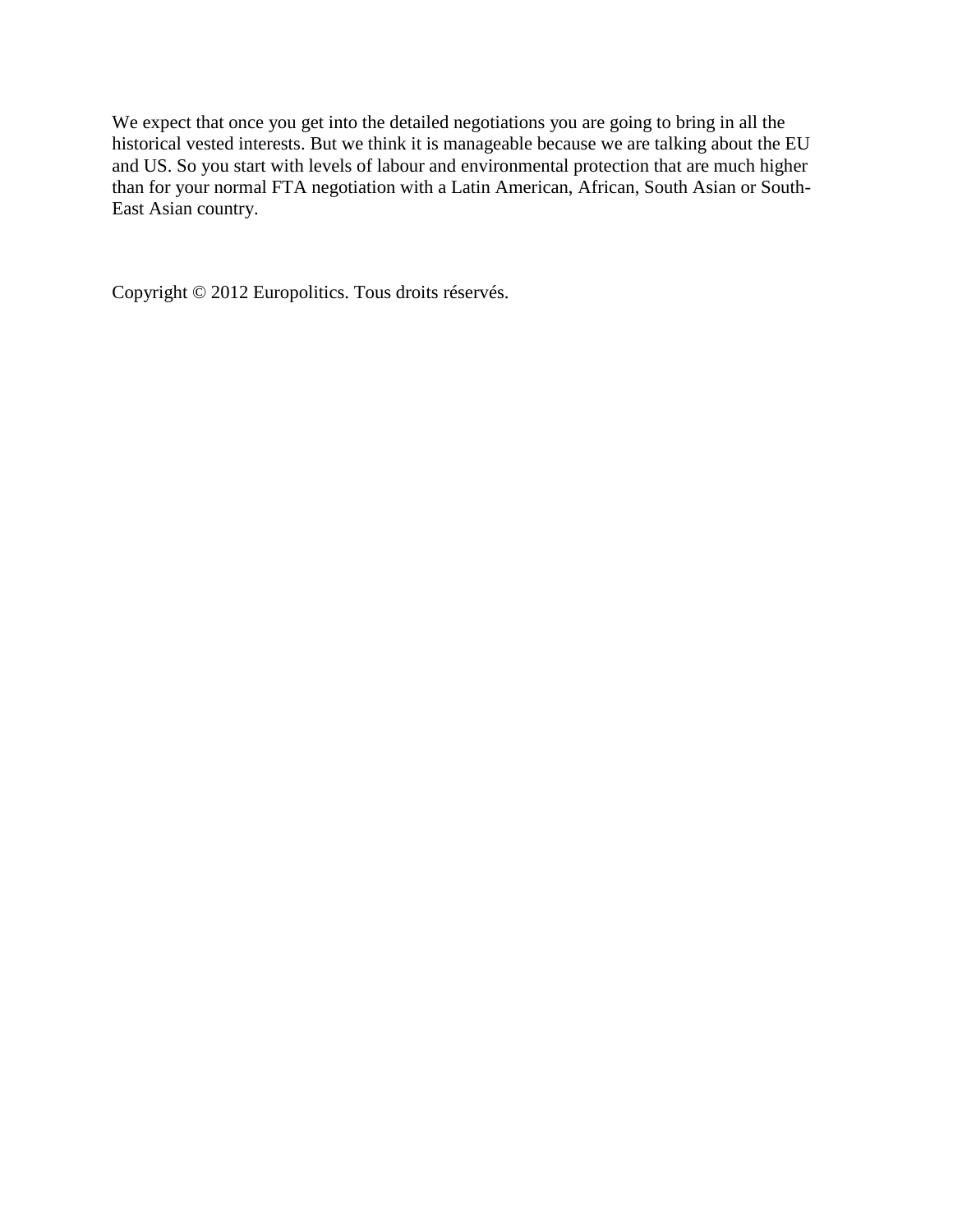We expect that once you get into the detailed negotiations you are going to bring in all the historical vested interests. But we think it is manageable because we are talking about the EU and US. So you start with levels of labour and environmental protection that are much higher than for your normal FTA negotiation with a Latin American, African, South Asian or South-East Asian country.

Copyright © 2012 Europolitics. Tous droits réservés.